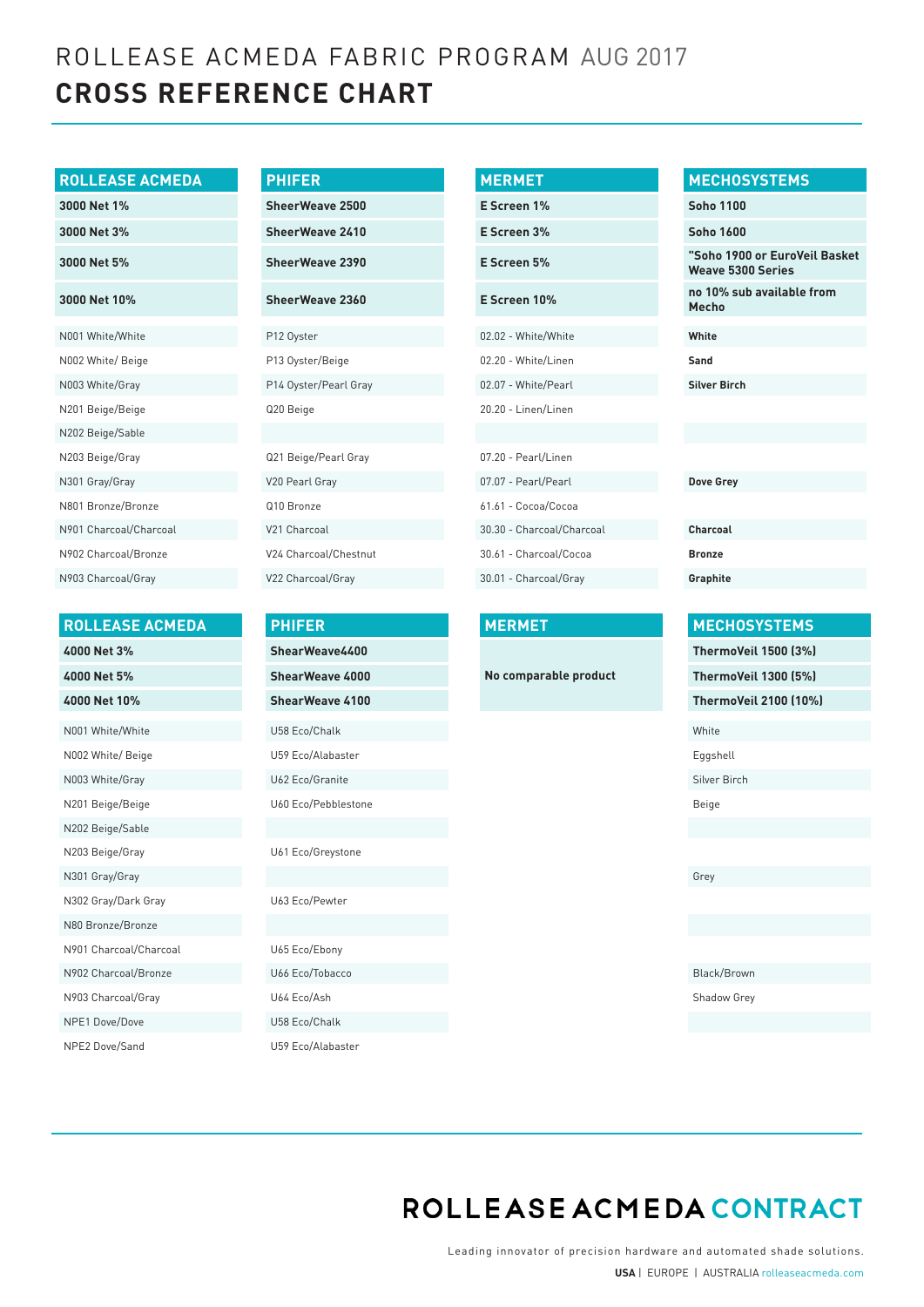# ROLLEASE ACMEDA FABRIC PROGRAM AUG 2017

## CROSS REFERENCE CHART

| ROLLEASE ACMEDA | PHIFER | MERMET | MECHOSYSTEMS |
|---|---|---|---|
| **3000 Net 1%** | **SheerWeave 2500** | **E Screen 1%** | **Soho 1100** |
| **3000 Net 3%** | **SheerWeave 2410** | **E Screen 3%** | **Soho 1600** |
| **3000 Net 5%** | **SheerWeave 2390** | **E Screen 5%** | **"Soho 1900 or EuroVeil Basket Weave 5300 Series** |
| **3000 Net 10%** | **SheerWeave 2360** | **E Screen 10%** | **no 10% sub available from Mecho** |
| N001 White/White | P12 Oyster | 02.02 - White/White | **White** |
| N002 White/ Beige | P13 Oyster/Beige | 02.20 - White/Linen | **Sand** |
| N003 White/Gray | P14 Oyster/Pearl Gray | 02.07 - White/Pearl | **Silver Birch** |
| N201 Beige/Beige | Q20 Beige | 20.20 - Linen/Linen | |
| N202 Beige/Sable | | | |
| N203 Beige/Gray | Q21 Beige/Pearl Gray | 07.20 - Pearl/Linen | |
| N301 Gray/Gray | V20 Pearl Gray | 07.07 - Pearl/Pearl | **Dove Grey** |
| N801 Bronze/Bronze | Q10 Bronze | 61.61 - Cocoa/Cocoa | |
| N901 Charcoal/Charcoal | V21 Charcoal | 30.30 - Charcoal/Charcoal | **Charcoal** |
| N902 Charcoal/Bronze | V24 Charcoal/Chestnut | 30.61 - Charcoal/Cocoa | **Bronze** |
| N903 Charcoal/Gray | V22 Charcoal/Gray | 30.01 - Charcoal/Gray | **Graphite** |

| ROLLEASE ACMEDA | PHIFER | MERMET | MECHOSYSTEMS |
|---|---|---|---|
| **4000 Net 3%** | **ShearWeave4400** | **No comparable product** | **ThermoVeil 1500 (3%)** |
| **4000 Net 5%** | **ShearWeave 4000** | | **ThermoVeil 1300 (5%)** |
| **4000 Net 10%** | **ShearWeave 4100** | | **ThermoVeil 2100 (10%)** |
| N001 White/White | U58 Eco/Chalk | | White |
| N002 White/ Beige | U59 Eco/Alabaster | | Eggshell |
| N003 White/Gray | U62 Eco/Granite | | Silver Birch |
| N201 Beige/Beige | U60 Eco/Pebblestone | | Beige |
| N202 Beige/Sable | | | |
| N203 Beige/Gray | U61 Eco/Greystone | | |
| N301 Gray/Gray | | | Grey |
| N302 Gray/Dark Gray | U63 Eco/Pewter | | |
| N80 Bronze/Bronze | | | |
| N901 Charcoal/Charcoal | U65 Eco/Ebony | | |
| N902 Charcoal/Bronze | U66 Eco/Tobacco | | Black/Brown |
| N903 Charcoal/Gray | U64 Eco/Ash | | Shadow Grey |
| NPE1 Dove/Dove | U58 Eco/Chalk | | |
| NPE2 Dove/Sand | U59 Eco/Alabaster | | |

**ROLLEASE ACMEDA CONTRACT**

Leading innovator of precision hardware and automated shade solutions.

**USA** | EUROPE | AUSTRALIA rolleaseacmeda.com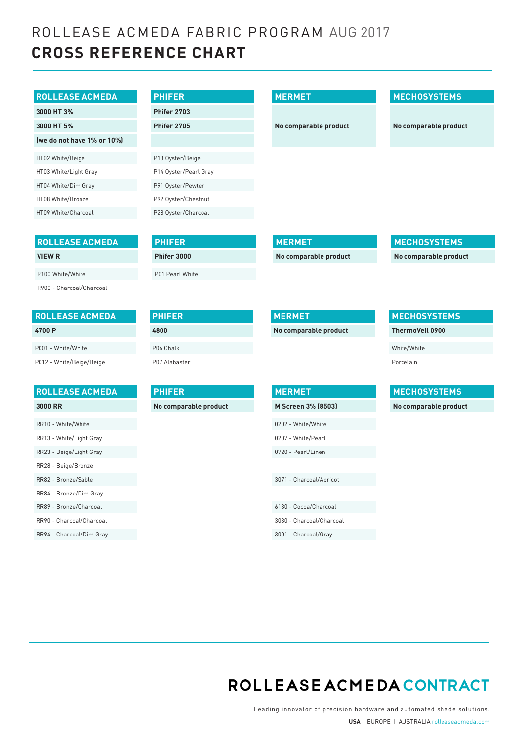# ROLLEASE ACMEDA FABRIC PROGRAM AUG 2017

# CROSS REFERENCE CHART

| ROLLEASE ACMEDA | PHIFER | MERMET | MECHOSYSTEMS |
|---|---|---|---|
| **3000 HT 3%** | **Phifer 2703** | **No comparable product** | **No comparable product** |
| **3000 HT 5%** | **Phifer 2705** | | |
| **(we do not have 1% or 10%)** | | | |
| HT02 White/Beige | P13 Oyster/Beige | | |
| HT03 White/Light Gray | P14 Oyster/Pearl Gray | | |
| HT04 White/Dim Gray | P91 Oyster/Pewter | | |
| HT08 White/Bronze | P92 Oyster/Chestnut | | |
| HT09 White/Charcoal | P28 Oyster/Charcoal | | |

| ROLLEASE ACMEDA | PHIFER | MERMET | MECHOSYSTEMS |
|---|---|---|---|
| **VIEW R** | **Phifer 3000** | **No comparable product** | **No comparable product** |
| R100 White/White | P01 Pearl White | | |
| R900 - Charcoal/Charcoal | | | |

| ROLLEASE ACMEDA | PHIFER | MERMET | MECHOSYSTEMS |
|---|---|---|---|
| **4700 P** | **4800** | **No comparable product** | **ThermoVeil 0900** |
| P001 - White/White | P06 Chalk | | White/White |
| P012 - White/Beige/Beige | P07 Alabaster | | Porcelain |

| ROLLEASE ACMEDA | PHIFER | MERMET | MECHOSYSTEMS |
|---|---|---|---|
| **3000 RR** | **No comparable product** | **M Screen 3% (8503)** | **No comparable product** |
| RR10 - White/White | | 0202 - White/White | |
| RR13 - White/Light Gray | | 0207 - White/Pearl | |
| RR23 - Beige/Light Gray | | 0720 - Pearl/Linen | |
| RR28 - Beige/Bronze | | | |
| RR82 - Bronze/Sable | | 3071 - Charcoal/Apricot | |
| RR84 - Bronze/Dim Gray | | | |
| RR89 - Bronze/Charcoal | | 6130 - Cocoa/Charcoal | |
| RR90 - Charcoal/Charcoal | | 3030 - Charcoal/Charcoal | |
| RR94 - Charcoal/Dim Gray | | 3001 - Charcoal/Gray | |

ROLLEASE ACMEDA CONTRACT

Leading innovator of precision hardware and automated shade solutions.

**USA** | EUROPE | AUSTRALIA rolleaseacmeda.com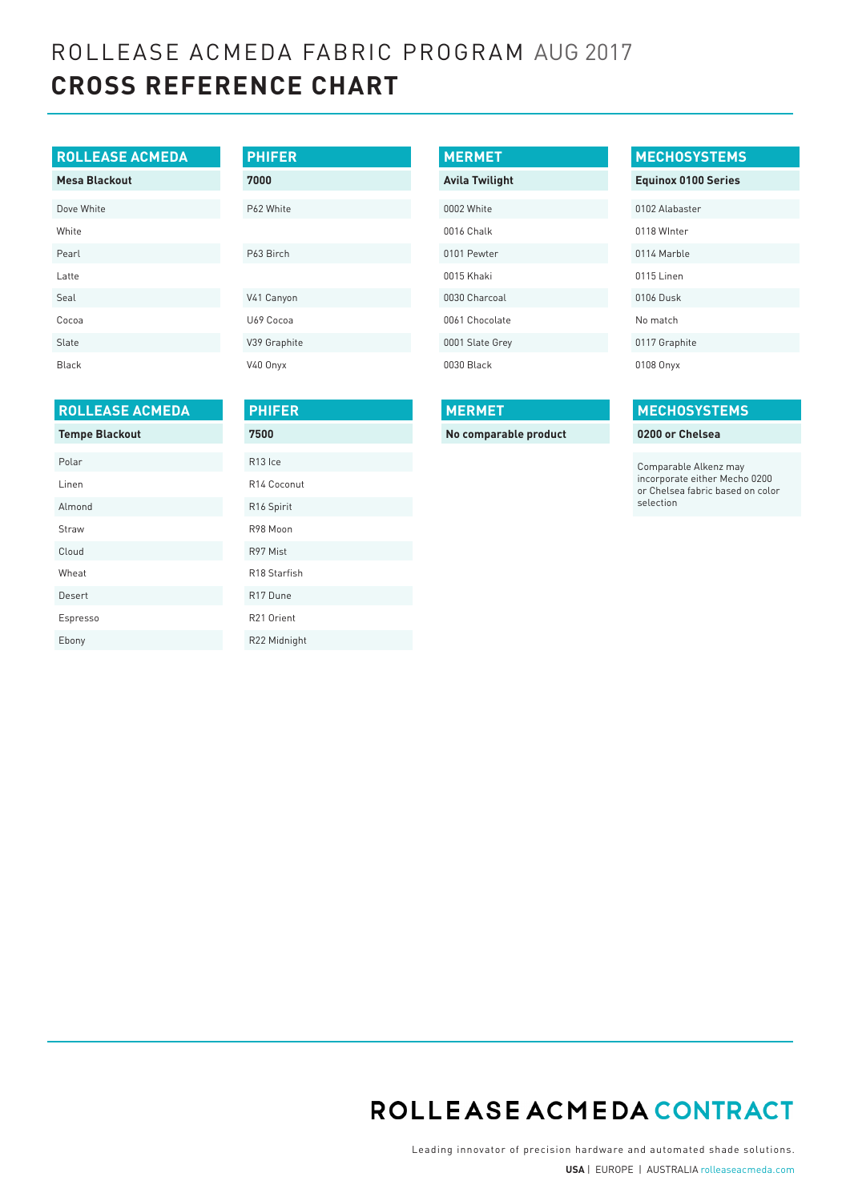# ROLLEASE ACMEDA FABRIC PROGRAM AUG 2017

## CROSS REFERENCE CHART

| ROLLEASE ACMEDA | PHIFER | MERMET | MECHOSYSTEMS |
|---|---|---|---|
| **Mesa Blackout** | **7000** | **Avila Twilight** | **Equinox 0100 Series** |
| Dove White | P62 White | 0002 White | 0102 Alabaster |
| White | | 0016 Chalk | 0118 WInter |
| Pearl | P63 Birch | 0101 Pewter | 0114 Marble |
| Latte | | 0015 Khaki | 0115 Linen |
| Seal | V41 Canyon | 0030 Charcoal | 0106 Dusk |
| Cocoa | U69 Cocoa | 0061 Chocolate | No match |
| Slate | V39 Graphite | 0001 Slate Grey | 0117 Graphite |
| Black | V40 Onyx | 0030 Black | 0108 Onyx |

| ROLLEASE ACMEDA | PHIFER | MERMET | MECHOSYSTEMS |
|---|---|---|---|
| **Tempe Blackout** | **7500** | **No comparable product** | **0200 or Chelsea** |
| Polar | R13 Ice | | Comparable Alkenz may incorporate either Mecho 0200 or Chelsea fabric based on color selection |
| Linen | R14 Coconut | | |
| Almond | R16 Spirit | | |
| Straw | R98 Moon | | |
| Cloud | R97 Mist | | |
| Wheat | R18 Starfish | | |
| Desert | R17 Dune | | |
| Espresso | R21 Orient | | |
| Ebony | R22 Midnight | | |

ROLLEASE ACMEDA CONTRACT

Leading innovator of precision hardware and automated shade solutions.

**USA** | EUROPE | AUSTRALIA rolleaseacmeda.com